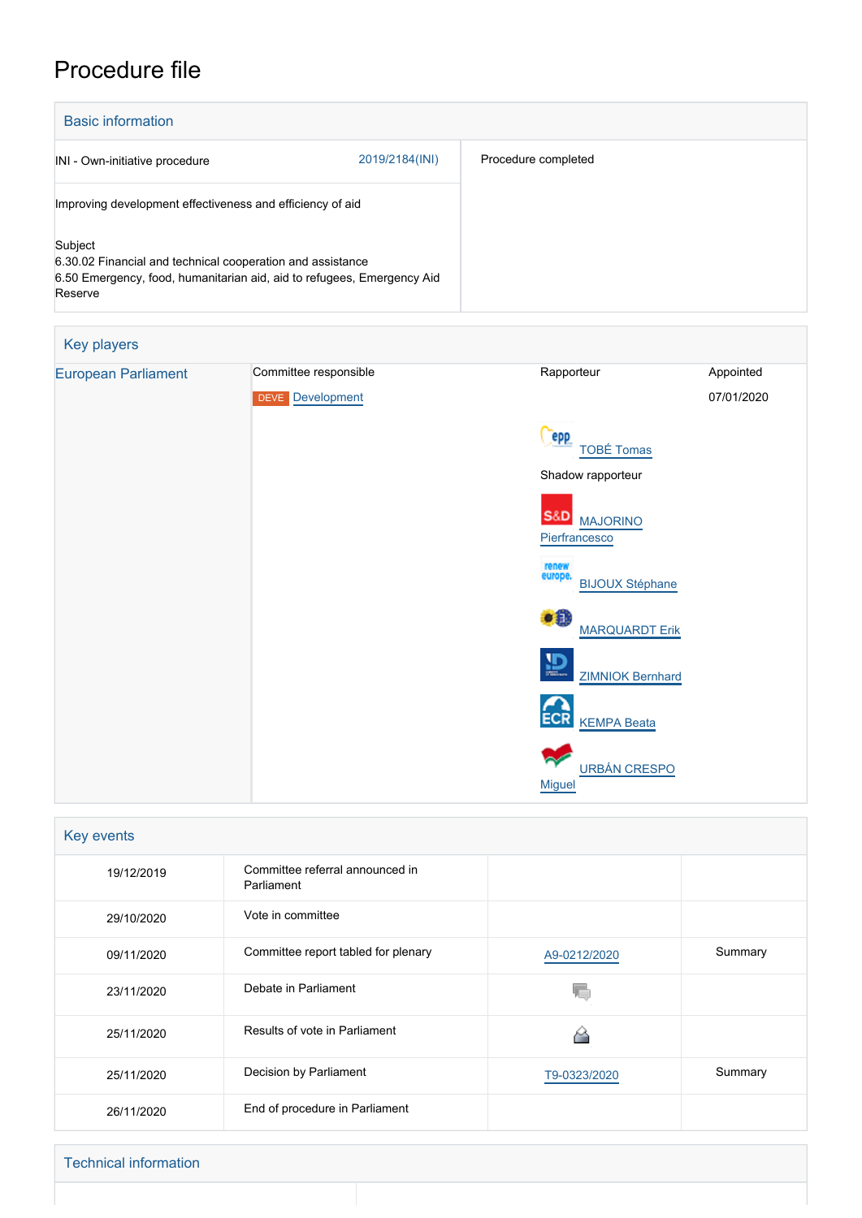# Procedure file

## Basic information

| | |
|---|---|
| INI - Own-initiative procedure 2019/2184(INI) | Procedure completed |
| Improving development effectiveness and efficiency of aid | |
| Subject<br>6.30.02 Financial and technical cooperation and assistance<br>6.50 Emergency, food, humanitarian aid, aid to refugees, Emergency Aid Reserve | |

## Key players

| | Committee responsible | Rapporteur | Appointed |
|---|---|---|---|
| European Parliament | DEVE Development | TOBÉ Tomas | 07/01/2020 |
| | | Shadow rapporteur | |
| | | MAJORINO Pierfrancesco | |
| | | BIJOUX Stéphane | |
| | | MARQUARDT Erik | |
| | | ZIMNIOK Bernhard | |
| | | KEMPA Beata | |
| | | URBÁN CRESPO Miguel | |

## Key events

| | | | |
|---|---|---|---|
| 19/12/2019 | Committee referral announced in Parliament | | |
| 29/10/2020 | Vote in committee | | |
| 09/11/2020 | Committee report tabled for plenary | A9-0212/2020 | Summary |
| 23/11/2020 | Debate in Parliament | | |
| 25/11/2020 | Results of vote in Parliament | | |
| 25/11/2020 | Decision by Parliament | T9-0323/2020 | Summary |
| 26/11/2020 | End of procedure in Parliament | | |

## Technical information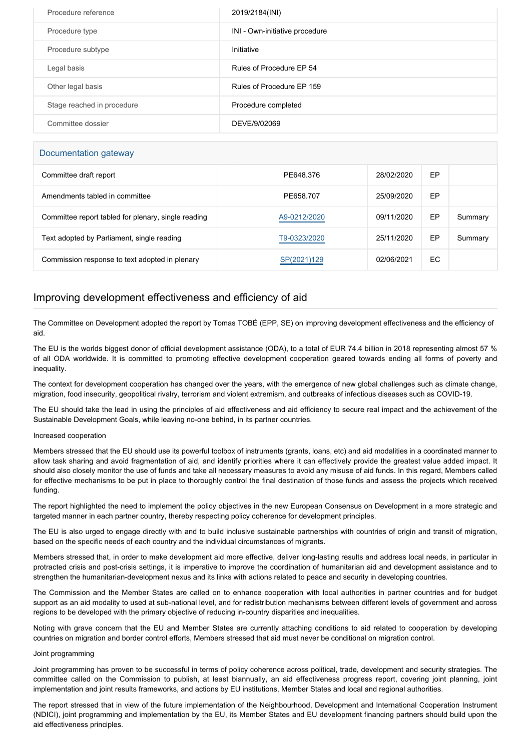| Procedure reference | 2019/2184(INI) |
| --- | --- |
| Procedure type | INI - Own-initiative procedure |
| Procedure subtype | Initiative |
| Legal basis | Rules of Procedure EP 54 |
| Other legal basis | Rules of Procedure EP 159 |
| Stage reached in procedure | Procedure completed |
| Committee dossier | DEVE/9/02069 |

## Documentation gateway

| Document | | Reference | Date | Source | Summary |
| --- | --- | --- | --- | --- | --- |
| Committee draft report | | PE648.376 | 28/02/2020 | EP | |
| Amendments tabled in committee | | PE658.707 | 25/09/2020 | EP | |
| Committee report tabled for plenary, single reading | | A9-0212/2020 | 09/11/2020 | EP | Summary |
| Text adopted by Parliament, single reading | | T9-0323/2020 | 25/11/2020 | EP | Summary |
| Commission response to text adopted in plenary | | SP(2021)129 | 02/06/2021 | EC | |

## Improving development effectiveness and efficiency of aid

The Committee on Development adopted the report by Tomas TOBÉ (EPP, SE) on improving development effectiveness and the efficiency of aid.

The EU is the worlds biggest donor of official development assistance (ODA), to a total of EUR 74.4 billion in 2018 representing almost 57 % of all ODA worldwide. It is committed to promoting effective development cooperation geared towards ending all forms of poverty and inequality.

The context for development cooperation has changed over the years, with the emergence of new global challenges such as climate change, migration, food insecurity, geopolitical rivalry, terrorism and violent extremism, and outbreaks of infectious diseases such as COVID-19.

The EU should take the lead in using the principles of aid effectiveness and aid efficiency to secure real impact and the achievement of the Sustainable Development Goals, while leaving no-one behind, in its partner countries.

Increased cooperation

Members stressed that the EU should use its powerful toolbox of instruments (grants, loans, etc) and aid modalities in a coordinated manner to allow task sharing and avoid fragmentation of aid, and identify priorities where it can effectively provide the greatest value added impact. It should also closely monitor the use of funds and take all necessary measures to avoid any misuse of aid funds. In this regard, Members called for effective mechanisms to be put in place to thoroughly control the final destination of those funds and assess the projects which received funding.

The report highlighted the need to implement the policy objectives in the new European Consensus on Development in a more strategic and targeted manner in each partner country, thereby respecting policy coherence for development principles.

The EU is also urged to engage directly with and to build inclusive sustainable partnerships with countries of origin and transit of migration, based on the specific needs of each country and the individual circumstances of migrants.

Members stressed that, in order to make development aid more effective, deliver long-lasting results and address local needs, in particular in protracted crisis and post-crisis settings, it is imperative to improve the coordination of humanitarian aid and development assistance and to strengthen the humanitarian-development nexus and its links with actions related to peace and security in developing countries.

The Commission and the Member States are called on to enhance cooperation with local authorities in partner countries and for budget support as an aid modality to used at sub-national level, and for redistribution mechanisms between different levels of government and across regions to be developed with the primary objective of reducing in-country disparities and inequalities.

Noting with grave concern that the EU and Member States are currently attaching conditions to aid related to cooperation by developing countries on migration and border control efforts, Members stressed that aid must never be conditional on migration control.

Joint programming

Joint programming has proven to be successful in terms of policy coherence across political, trade, development and security strategies. The committee called on the Commission to publish, at least biannually, an aid effectiveness progress report, covering joint planning, joint implementation and joint results frameworks, and actions by EU institutions, Member States and local and regional authorities.

The report stressed that in view of the future implementation of the Neighbourhood, Development and International Cooperation Instrument (NDICI), joint programming and implementation by the EU, its Member States and EU development financing partners should build upon the aid effectiveness principles.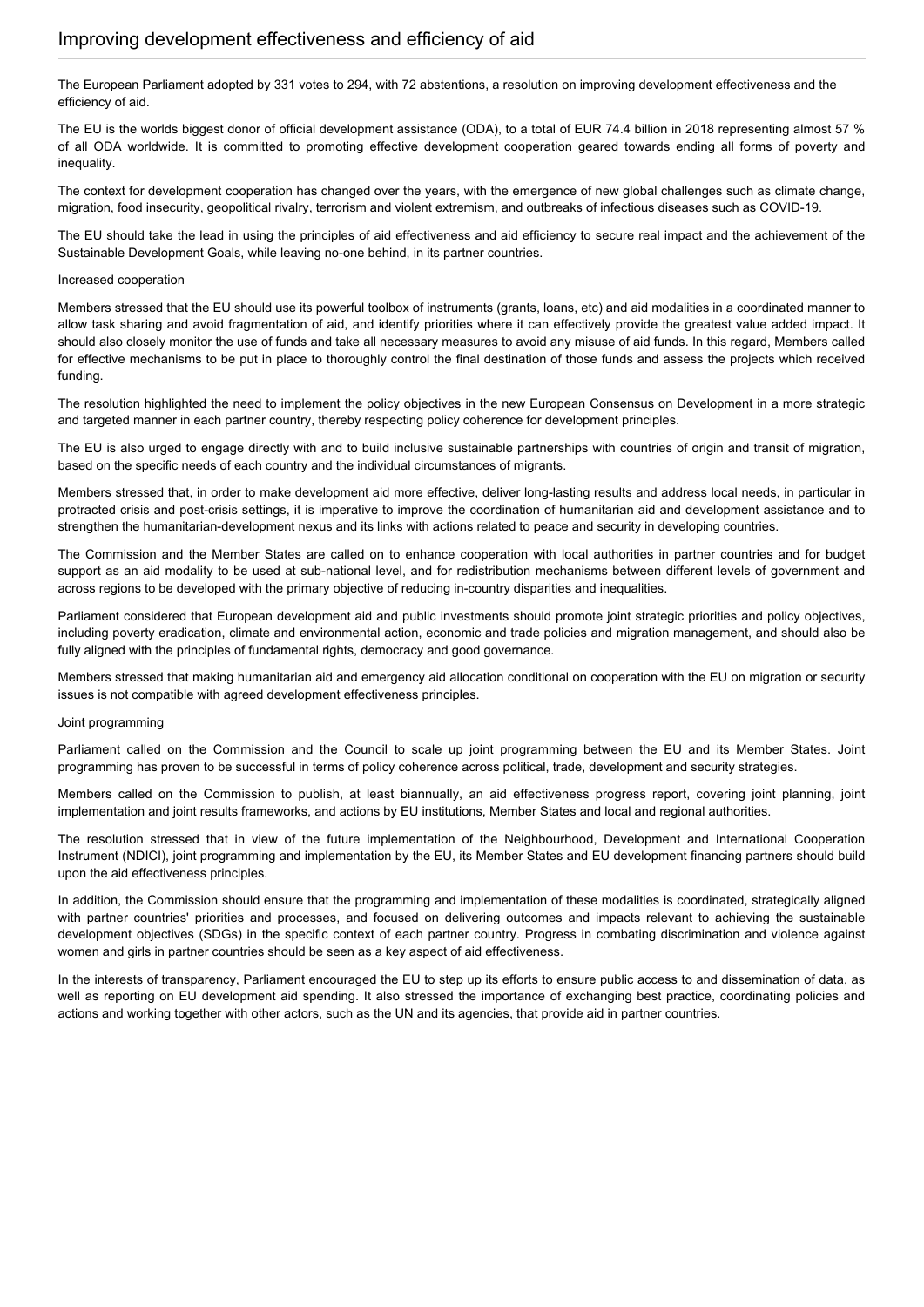# Improving development effectiveness and efficiency of aid

The European Parliament adopted by 331 votes to 294, with 72 abstentions, a resolution on improving development effectiveness and the efficiency of aid.

The EU is the worlds biggest donor of official development assistance (ODA), to a total of EUR 74.4 billion in 2018 representing almost 57 % of all ODA worldwide. It is committed to promoting effective development cooperation geared towards ending all forms of poverty and inequality.

The context for development cooperation has changed over the years, with the emergence of new global challenges such as climate change, migration, food insecurity, geopolitical rivalry, terrorism and violent extremism, and outbreaks of infectious diseases such as COVID-19.

The EU should take the lead in using the principles of aid effectiveness and aid efficiency to secure real impact and the achievement of the Sustainable Development Goals, while leaving no-one behind, in its partner countries.

Increased cooperation

Members stressed that the EU should use its powerful toolbox of instruments (grants, loans, etc) and aid modalities in a coordinated manner to allow task sharing and avoid fragmentation of aid, and identify priorities where it can effectively provide the greatest value added impact. It should also closely monitor the use of funds and take all necessary measures to avoid any misuse of aid funds. In this regard, Members called for effective mechanisms to be put in place to thoroughly control the final destination of those funds and assess the projects which received funding.

The resolution highlighted the need to implement the policy objectives in the new European Consensus on Development in a more strategic and targeted manner in each partner country, thereby respecting policy coherence for development principles.

The EU is also urged to engage directly with and to build inclusive sustainable partnerships with countries of origin and transit of migration, based on the specific needs of each country and the individual circumstances of migrants.

Members stressed that, in order to make development aid more effective, deliver long-lasting results and address local needs, in particular in protracted crisis and post-crisis settings, it is imperative to improve the coordination of humanitarian aid and development assistance and to strengthen the humanitarian-development nexus and its links with actions related to peace and security in developing countries.

The Commission and the Member States are called on to enhance cooperation with local authorities in partner countries and for budget support as an aid modality to be used at sub-national level, and for redistribution mechanisms between different levels of government and across regions to be developed with the primary objective of reducing in-country disparities and inequalities.

Parliament considered that European development aid and public investments should promote joint strategic priorities and policy objectives, including poverty eradication, climate and environmental action, economic and trade policies and migration management, and should also be fully aligned with the principles of fundamental rights, democracy and good governance.

Members stressed that making humanitarian aid and emergency aid allocation conditional on cooperation with the EU on migration or security issues is not compatible with agreed development effectiveness principles.

Joint programming

Parliament called on the Commission and the Council to scale up joint programming between the EU and its Member States. Joint programming has proven to be successful in terms of policy coherence across political, trade, development and security strategies.

Members called on the Commission to publish, at least biannually, an aid effectiveness progress report, covering joint planning, joint implementation and joint results frameworks, and actions by EU institutions, Member States and local and regional authorities.

The resolution stressed that in view of the future implementation of the Neighbourhood, Development and International Cooperation Instrument (NDICI), joint programming and implementation by the EU, its Member States and EU development financing partners should build upon the aid effectiveness principles.

In addition, the Commission should ensure that the programming and implementation of these modalities is coordinated, strategically aligned with partner countries' priorities and processes, and focused on delivering outcomes and impacts relevant to achieving the sustainable development objectives (SDGs) in the specific context of each partner country. Progress in combating discrimination and violence against women and girls in partner countries should be seen as a key aspect of aid effectiveness.

In the interests of transparency, Parliament encouraged the EU to step up its efforts to ensure public access to and dissemination of data, as well as reporting on EU development aid spending. It also stressed the importance of exchanging best practice, coordinating policies and actions and working together with other actors, such as the UN and its agencies, that provide aid in partner countries.